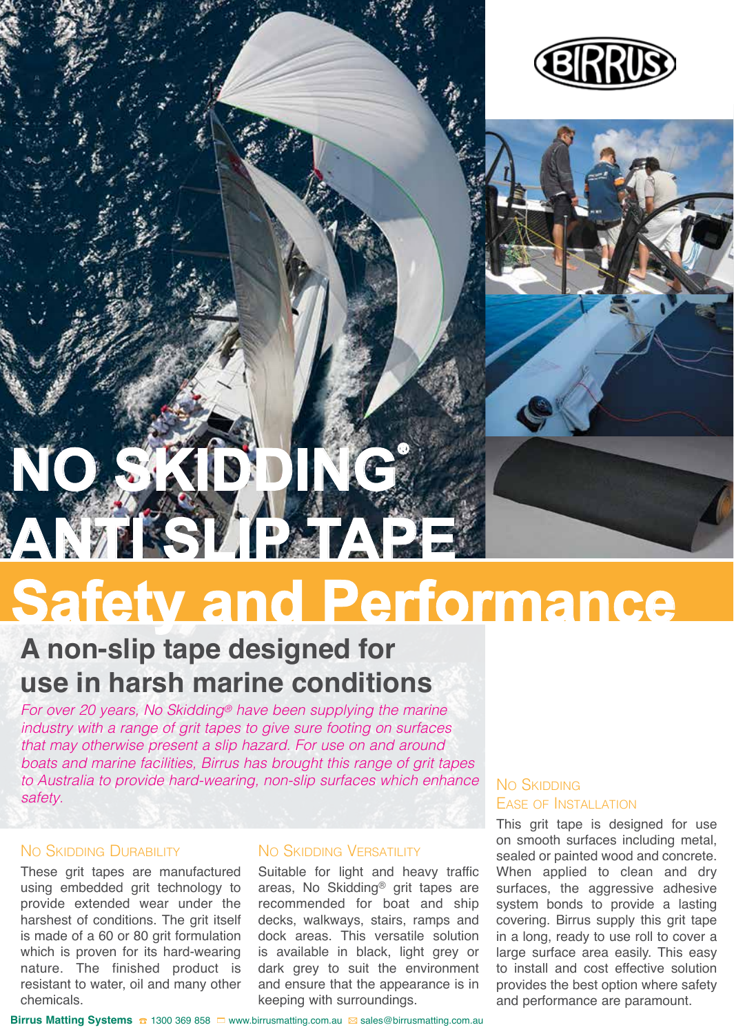# NO SKIDDING® ANTI SLIP TAPE

# Safety and Performance

## A non-slip tape designed for use in harsh marine conditions

*For over 20 years, No Skidding® have been supplying the marine industry with a range of grit tapes to give sure footing on surfaces that may otherwise present a slip hazard. For use on and around boats and marine facilities, Birrus has brought this range of grit tapes to Australia to provide hard-wearing, non-slip surfaces which enhance safety.*

### No Skidding Durability

These grit tapes are manufactured using embedded grit technology to provide extended wear under the harshest of conditions. The grit itself is made of a 60 or 80 grit formulation which is proven for its hard-wearing nature. The finished product is resistant to water, oil and many other chemicals.

### No Skidding Versatility

Suitable for light and heavy traffic areas, No Skidding® grit tapes are recommended for boat and ship decks, walkways, stairs, ramps and dock areas. This versatile solution is available in black, light grey or dark grey to suit the environment and ensure that the appearance is in keeping with surroundings.

### No Skidding Ease of Installation

This grit tape is designed for use on smooth surfaces including metal, sealed or painted wood and concrete. When applied to clean and dry surfaces, the aggressive adhesive system bonds to provide a lasting covering. Birrus supply this grit tape in a long, ready to use roll to cover a large surface area easily. This easy to install and cost effective solution provides the best option where safety and performance are paramount.

**Birrus Matting Systems** 1300 369 858 www.birrusmatting.com.au sales@birrusmatting.com.au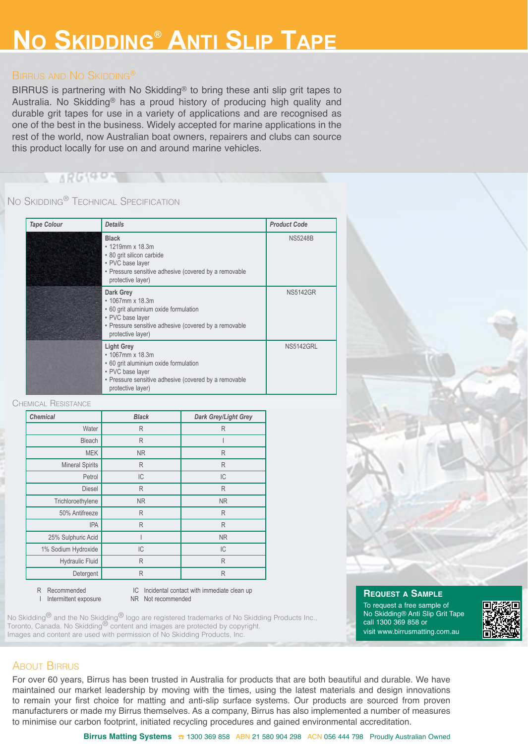# No Skidding® Anti Slip Tape

## Birrus and No Skidding®

BIRRUS is partnering with No Skidding® to bring these anti slip grit tapes to Australia. No Skidding® has a proud history of producing high quality and durable grit tapes for use in a variety of applications and are recognised as one of the best in the business. Widely accepted for marine applications in the rest of the world, now Australian boat owners, repairers and clubs can source this product locally for use on and around marine vehicles.

## No Skidding® Technical Specification

| *Tape Colour* | *Details* | *Product Code* |
|---|---|---|
| | **Black**<br>• 1219mm x 18.3m<br>• 80 grit silicon carbide<br>• PVC base layer<br>• Pressure sensitive adhesive (covered by a removable protective layer) | NS5248B |
| | **Dark Grey**<br>• 1067mm x 18.3m<br>• 60 grit aluminium oxide formulation<br>• PVC base layer<br>• Pressure sensitive adhesive (covered by a removable protective layer) | NS5142GR |
| | **Light Grey**<br>• 1067mm x 18.3m<br>• 60 grit aluminium oxide formulation<br>• PVC base layer<br>• Pressure sensitive adhesive (covered by a removable protective layer) | NS5142GRL |

### Chemical Resistance

| *Chemical* | *Black* | *Dark Grey/Light Grey* |
|---|---|---|
| Water | R | R |
| Bleach | R | I |
| MEK | NR | R |
| Mineral Spirits | R | R |
| Petrol | IC | IC |
| Diesel | R | R |
| Trichloroethylene | NR | NR |
| 50% Antifreeze | R | R |
| IPA | R | R |
| 25% Sulphuric Acid | I | NR |
| 1% Sodium Hydroxide | IC | IC |
| Hydraulic Fluid | R | R |
| Detergent | R | R |

R Recommended
I Intermittent exposure
IC Incidental contact with immediate clean up
NR Not recommended

No Skidding® and the No Skidding® logo are registered trademarks of No Skidding Products Inc., Toronto, Canada. No Skidding® content and images are protected by copyright. Images and content are used with permission of No Skidding Products, Inc.

### Request a Sample

To request a free sample of No Skidding® Anti Slip Grit Tape call 1300 369 858 or visit www.birrusmatting.com.au

## About Birrus

For over 60 years, Birrus has been trusted in Australia for products that are both beautiful and durable. We have maintained our market leadership by moving with the times, using the latest materials and design innovations to remain your first choice for matting and anti-slip surface systems. Our products are sourced from proven manufacturers or made my Birrus themselves. As a company, Birrus has also implemented a number of measures to minimise our carbon footprint, initiated recycling procedures and gained environmental accreditation.

**Birrus Matting Systems** ☎ 1300 369 858 ABN 21 580 904 298 ACN 056 444 798 Proudly Australian Owned